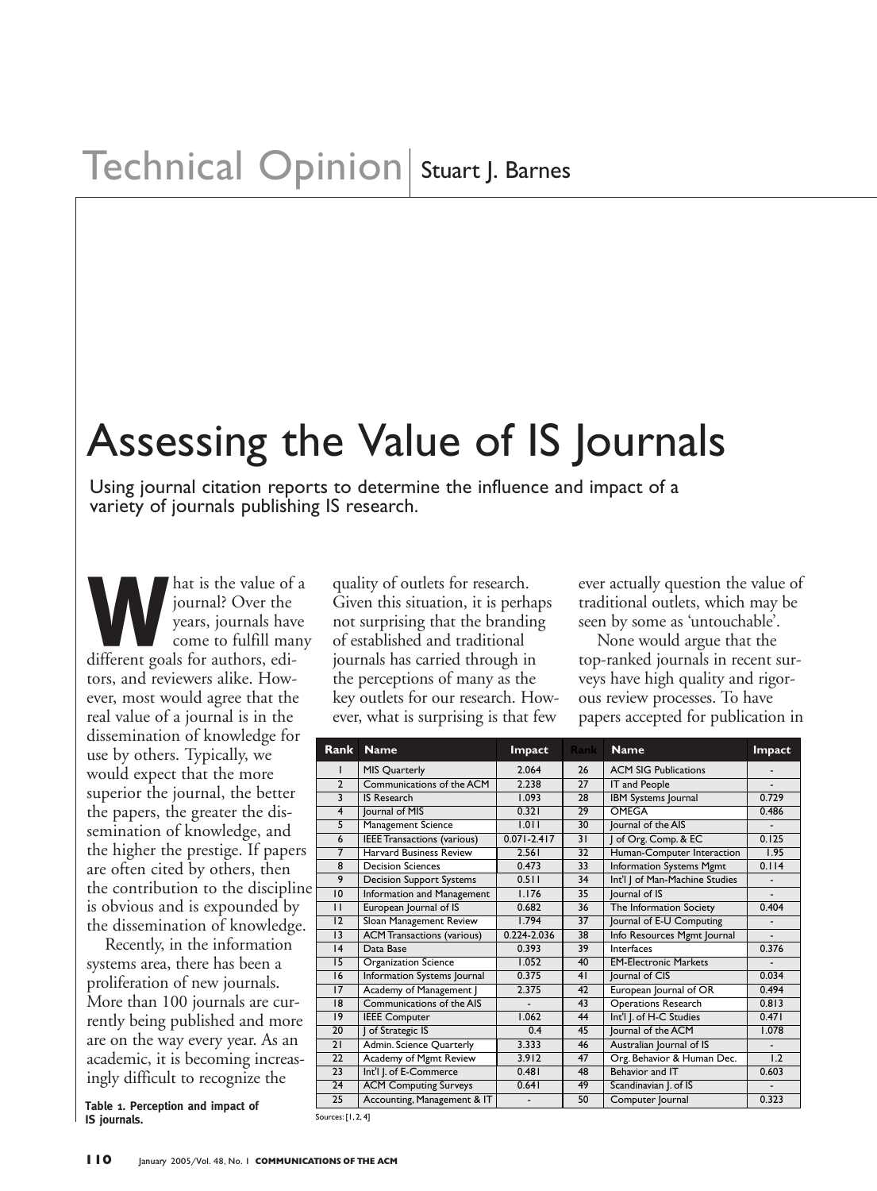Technical Opinion | Stuart J. Barnes

# Assessing the Value of IS Journals

Using journal citation reports to determine the influence and impact of a variety of journals publishing IS research.

What is the value of a journal? Over the years, journals have come to fulfill many different goals for authors, editors, and reviewers alike. However, most would agree that the real value of a journal is in the dissemination of knowledge for use by others. Typically, we would expect that the more superior the journal, the better the papers, the greater the dissemination of knowledge, and the higher the prestige. If papers are often cited by others, then the contribution to the discipline is obvious and is expounded by the dissemination of knowledge.

Recently, in the information systems area, there has been a proliferation of new journals. More than 100 journals are currently being published and more are on the way every year. As an academic, it is becoming increasingly difficult to recognize the quality of outlets for research. Given this situation, it is perhaps not surprising that the branding of established and traditional journals has carried through in the perceptions of many as the key outlets for our research. However, what is surprising is that few ever actually question the value of traditional outlets, which may be seen by some as 'untouchable'.

None would argue that the top-ranked journals in recent surveys have high quality and rigorous review processes. To have papers accepted for publication in

| Rank | Name | Impact | Rank | Name | Impact |
|---|---|---|---|---|---|
| 1 | MIS Quarterly | 2.064 | 26 | ACM SIG Publications | - |
| 2 | Communications of the ACM | 2.238 | 27 | IT and People | - |
| 3 | IS Research | 1.093 | 28 | IBM Systems Journal | 0.729 |
| 4 | Journal of MIS | 0.321 | 29 | OMEGA | 0.486 |
| 5 | Management Science | 1.011 | 30 | Journal of the AIS | - |
| 6 | IEEE Transactions (various) | 0.071-2.417 | 31 | J of Org. Comp. & EC | 0.125 |
| 7 | Harvard Business Review | 2.561 | 32 | Human-Computer Interaction | 1.95 |
| 8 | Decision Sciences | 0.473 | 33 | Information Systems Mgmt | 0.114 |
| 9 | Decision Support Systems | 0.511 | 34 | Int'l J of Man-Machine Studies | - |
| 10 | Information and Management | 1.176 | 35 | Journal of IS | - |
| 11 | European Journal of IS | 0.682 | 36 | The Information Society | 0.404 |
| 12 | Sloan Management Review | 1.794 | 37 | Journal of E-U Computing | - |
| 13 | ACM Transactions (various) | 0.224-2.036 | 38 | Info Resources Mgmt Journal | - |
| 14 | Data Base | 0.393 | 39 | Interfaces | 0.376 |
| 15 | Organization Science | 1.052 | 40 | EM-Electronic Markets | - |
| 16 | Information Systems Journal | 0.375 | 41 | Journal of CIS | 0.034 |
| 17 | Academy of Management J | 2.375 | 42 | European Journal of OR | 0.494 |
| 18 | Communications of the AIS | - | 43 | Operations Research | 0.813 |
| 19 | IEEE Computer | 1.062 | 44 | Int'l J. of H-C Studies | 0.471 |
| 20 | J of Strategic IS | 0.4 | 45 | Journal of the ACM | 1.078 |
| 21 | Admin. Science Quarterly | 3.333 | 46 | Australian Journal of IS | - |
| 22 | Academy of Mgmt Review | 3.912 | 47 | Org. Behavior & Human Dec. | 1.2 |
| 23 | Int'l J. of E-Commerce | 0.481 | 48 | Behavior and IT | 0.603 |
| 24 | ACM Computing Surveys | 0.641 | 49 | Scandinavian J. of IS | - |
| 25 | Accounting, Management & IT | - | 50 | Computer Journal | 0.323 |

Sources: [1, 2, 4]

**Table 1. Perception and impact of IS journals.**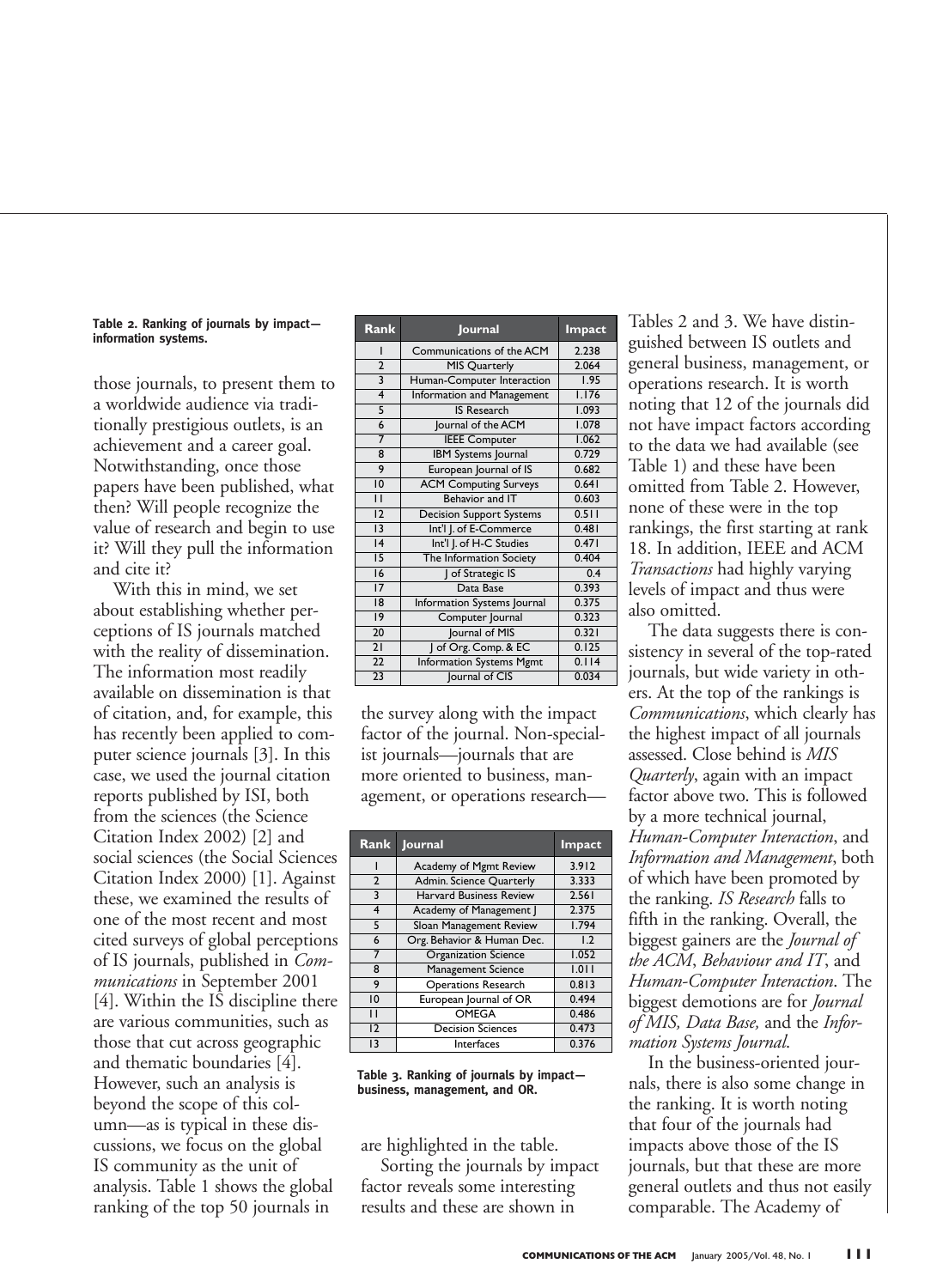Table 2. Ranking of journals by impact—information systems.

| Rank | Journal | Impact |
|---|---|---|
| 1 | Communications of the ACM | 2.238 |
| 2 | MIS Quarterly | 2.064 |
| 3 | Human-Computer Interaction | 1.95 |
| 4 | Information and Management | 1.176 |
| 5 | IS Research | 1.093 |
| 6 | Journal of the ACM | 1.078 |
| 7 | IEEE Computer | 1.062 |
| 8 | IBM Systems Journal | 0.729 |
| 9 | European Journal of IS | 0.682 |
| 10 | ACM Computing Surveys | 0.641 |
| 11 | Behavior and IT | 0.603 |
| 12 | Decision Support Systems | 0.511 |
| 13 | Int'l J. of E-Commerce | 0.481 |
| 14 | Int'l J. of H-C Studies | 0.471 |
| 15 | The Information Society | 0.404 |
| 16 | J of Strategic IS | 0.4 |
| 17 | Data Base | 0.393 |
| 18 | Information Systems Journal | 0.375 |
| 19 | Computer Journal | 0.323 |
| 20 | Journal of MIS | 0.321 |
| 21 | J of Org. Comp. & EC | 0.125 |
| 22 | Information Systems Mgmt | 0.114 |
| 23 | Journal of CIS | 0.034 |

those journals, to present them to a worldwide audience via traditionally prestigious outlets, is an achievement and a career goal. Notwithstanding, once those papers have been published, what then? Will people recognize the value of research and begin to use it? Will they pull the information and cite it?

With this in mind, we set about establishing whether perceptions of IS journals matched with the reality of dissemination. The information most readily available on dissemination is that of citation, and, for example, this has recently been applied to computer science journals [3]. In this case, we used the journal citation reports published by ISI, both from the sciences (the Science Citation Index 2002) [2] and social sciences (the Social Sciences Citation Index 2000) [1]. Against these, we examined the results of one of the most recent and most cited surveys of global perceptions of IS journals, published in *Communications* in September 2001 [4]. Within the IS discipline there are various communities, such as those that cut across geographic and thematic boundaries [4]. However, such an analysis is beyond the scope of this column—as is typical in these discussions, we focus on the global IS community as the unit of analysis. Table 1 shows the global ranking of the top 50 journals in the survey along with the impact factor of the journal. Non-specialist journals—journals that are more oriented to business, management, or operations research—are highlighted in the table.

| Rank | Journal | Impact |
|---|---|---|
| 1 | Academy of Mgmt Review | 3.912 |
| 2 | Admin. Science Quarterly | 3.333 |
| 3 | Harvard Business Review | 2.561 |
| 4 | Academy of Management J | 2.375 |
| 5 | Sloan Management Review | 1.794 |
| 6 | Org. Behavior & Human Dec. | 1.2 |
| 7 | Organization Science | 1.052 |
| 8 | Management Science | 1.011 |
| 9 | Operations Research | 0.813 |
| 10 | European Journal of OR | 0.494 |
| 11 | OMEGA | 0.486 |
| 12 | Decision Sciences | 0.473 |
| 13 | Interfaces | 0.376 |

Table 3. Ranking of journals by impact—business, management, and OR.

Sorting the journals by impact factor reveals some interesting results and these are shown in Tables 2 and 3. We have distinguished between IS outlets and general business, management, or operations research. It is worth noting that 12 of the journals did not have impact factors according to the data we had available (see Table 1) and these have been omitted from Table 2. However, none of these were in the top rankings, the first starting at rank 18. In addition, IEEE and ACM *Transactions* had highly varying levels of impact and thus were also omitted.

The data suggests there is consistency in several of the top-rated journals, but wide variety in others. At the top of the rankings is *Communications*, which clearly has the highest impact of all journals assessed. Close behind is *MIS Quarterly*, again with an impact factor above two. This is followed by a more technical journal, *Human-Computer Interaction*, and *Information and Management*, both of which have been promoted by the ranking. *IS Research* falls to fifth in the ranking. Overall, the biggest gainers are the *Journal of the ACM*, *Behaviour and IT*, and *Human-Computer Interaction*. The biggest demotions are for *Journal of MIS, Data Base,* and the *Information Systems Journal*.

In the business-oriented journals, there is also some change in the ranking. It is worth noting that four of the journals had impacts above those of the IS journals, but that these are more general outlets and thus not easily comparable. The Academy of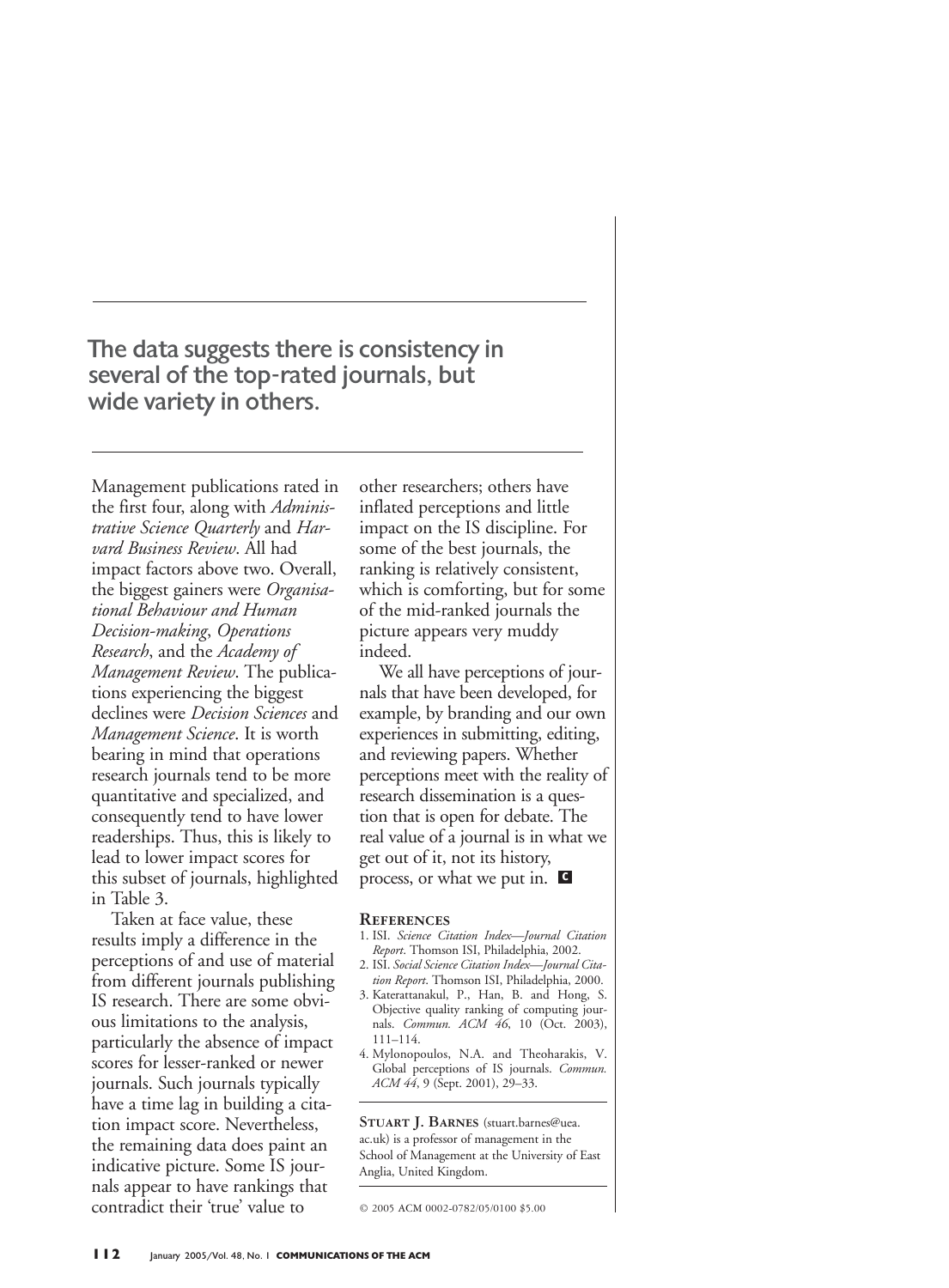> **The data suggests there is consistency in several of the top-rated journals, but wide variety in others.**

Management publications rated in the first four, along with *Administrative Science Quarterly* and *Harvard Business Review*. All had impact factors above two. Overall, the biggest gainers were *Organisational Behaviour and Human Decision-making*, *Operations Research*, and the *Academy of Management Review*. The publications experiencing the biggest declines were *Decision Sciences* and *Management Science*. It is worth bearing in mind that operations research journals tend to be more quantitative and specialized, and consequently tend to have lower readerships. Thus, this is likely to lead to lower impact scores for this subset of journals, highlighted in Table 3.

Taken at face value, these results imply a difference in the perceptions of and use of material from different journals publishing IS research. There are some obvious limitations to the analysis, particularly the absence of impact scores for lesser-ranked or newer journals. Such journals typically have a time lag in building a citation impact score. Nevertheless, the remaining data does paint an indicative picture. Some IS journals appear to have rankings that contradict their 'true' value to other researchers; others have inflated perceptions and little impact on the IS discipline. For some of the best journals, the ranking is relatively consistent, which is comforting, but for some of the mid-ranked journals the picture appears very muddy indeed.

We all have perceptions of journals that have been developed, for example, by branding and our own experiences in submitting, editing, and reviewing papers. Whether perceptions meet with the reality of research dissemination is a question that is open for debate. The real value of a journal is in what we get out of it, not its history, process, or what we put in.

## References

1. ISI. *Science Citation Index—Journal Citation Report*. Thomson ISI, Philadelphia, 2002.
2. ISI. *Social Science Citation Index—Journal Citation Report*. Thomson ISI, Philadelphia, 2000.
3. Katerattanakul, P., Han, B. and Hong, S. Objective quality ranking of computing journals. *Commun. ACM 46*, 10 (Oct. 2003), 111–114.
4. Mylonopoulos, N.A. and Theoharakis, V. Global perceptions of IS journals. *Commun. ACM 44*, 9 (Sept. 2001), 29–33.

**Stuart J. Barnes** (stuart.barnes@uea.ac.uk) is a professor of management in the School of Management at the University of East Anglia, United Kingdom.

© 2005 ACM 0002-0782/05/0100 $5.00